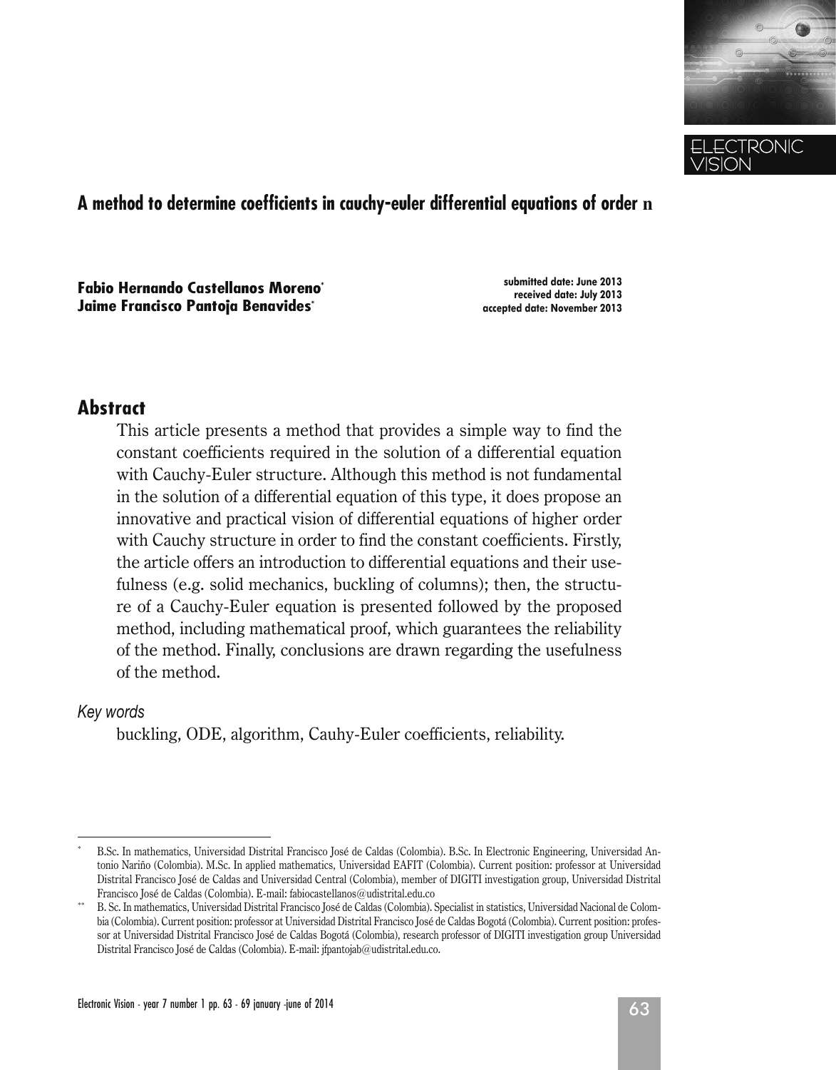# A method to determine coefficients in cauchy-euler differential equations of order n

**Fabio Hernando Castellanos Moreno***
**Jaime Francisco Pantoja Benavides***

**submitted date: June 2013**
**received date: July 2013**
**accepted date: November 2013**

## Abstract

This article presents a method that provides a simple way to find the constant coefficients required in the solution of a differential equation with Cauchy-Euler structure. Although this method is not fundamental in the solution of a differential equation of this type, it does propose an innovative and practical vision of differential equations of higher order with Cauchy structure in order to find the constant coefficients. Firstly, the article offers an introduction to differential equations and their usefulness (e.g. solid mechanics, buckling of columns); then, the structure of a Cauchy-Euler equation is presented followed by the proposed method, including mathematical proof, which guarantees the reliability of the method. Finally, conclusions are drawn regarding the usefulness of the method.

*Key words*

buckling, ODE, algorithm, Cauhy-Euler coefficients, reliability.

---

\* B.Sc. In mathematics, Universidad Distrital Francisco José de Caldas (Colombia). B.Sc. In Electronic Engineering, Universidad Antonio Nariño (Colombia). M.Sc. In applied mathematics, Universidad EAFIT (Colombia). Current position: professor at Universidad Distrital Francisco José de Caldas and Universidad Central (Colombia), member of DIGITI investigation group, Universidad Distrital Francisco José de Caldas (Colombia). E-mail: fabiocastellanos@udistrital.edu.co

\*\* B. Sc. In mathematics, Universidad Distrital Francisco José de Caldas (Colombia). Specialist in statistics, Universidad Nacional de Colombia (Colombia). Current position: professor at Universidad Distrital Francisco José de Caldas Bogotá (Colombia). Current position: professor at Universidad Distrital Francisco José de Caldas Bogotá (Colombia), research professor of DIGITI investigation group Universidad Distrital Francisco José de Caldas (Colombia). E-mail: jfpantojab@udistrital.edu.co.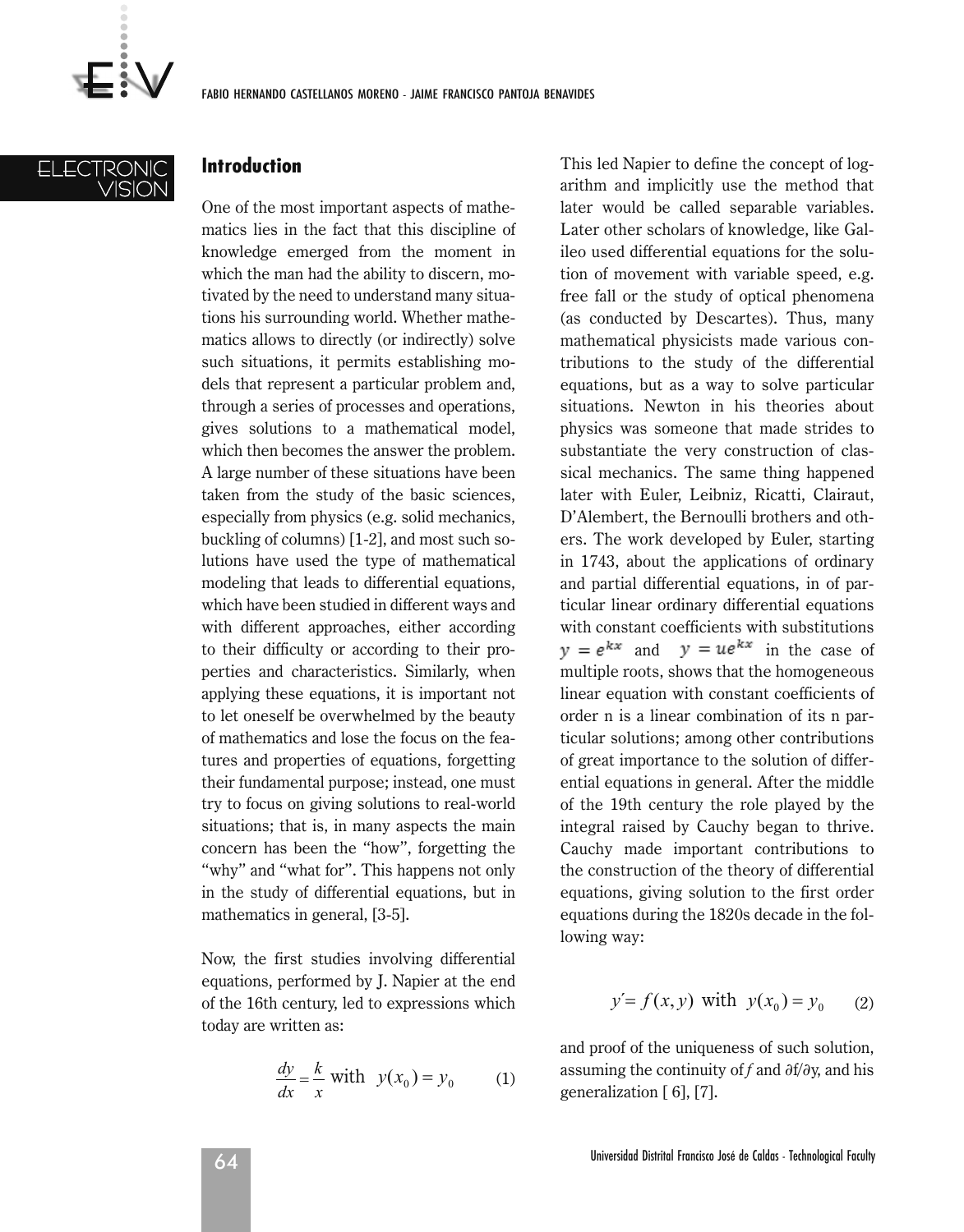## Introduction

One of the most important aspects of mathematics lies in the fact that this discipline of knowledge emerged from the moment in which the man had the ability to discern, motivated by the need to understand many situations his surrounding world. Whether mathematics allows to directly (or indirectly) solve such situations, it permits establishing models that represent a particular problem and, through a series of processes and operations, gives solutions to a mathematical model, which then becomes the answer the problem. A large number of these situations have been taken from the study of the basic sciences, especially from physics (e.g. solid mechanics, buckling of columns) [1-2], and most such solutions have used the type of mathematical modeling that leads to differential equations, which have been studied in different ways and with different approaches, either according to their difficulty or according to their properties and characteristics. Similarly, when applying these equations, it is important not to let oneself be overwhelmed by the beauty of mathematics and lose the focus on the features and properties of equations, forgetting their fundamental purpose; instead, one must try to focus on giving solutions to real-world situations; that is, in many aspects the main concern has been the "how", forgetting the "why" and "what for". This happens not only in the study of differential equations, but in mathematics in general, [3-5].

Now, the first studies involving differential equations, performed by J. Napier at the end of the 16th century, led to expressions which today are written as:

$$\frac{dy}{dx} = \frac{k}{x} \text{ with } y(x_0) = y_0 \qquad (1)$$

This led Napier to define the concept of logarithm and implicitly use the method that later would be called separable variables. Later other scholars of knowledge, like Galileo used differential equations for the solution of movement with variable speed, e.g. free fall or the study of optical phenomena (as conducted by Descartes). Thus, many mathematical physicists made various contributions to the study of the differential equations, but as a way to solve particular situations. Newton in his theories about physics was someone that made strides to substantiate the very construction of classical mechanics. The same thing happened later with Euler, Leibniz, Ricatti, Clairaut, D'Alembert, the Bernoulli brothers and others. The work developed by Euler, starting in 1743, about the applications of ordinary and partial differential equations, in of particular linear ordinary differential equations with constant coefficients with substitutions $y = e^{kx}$ and $y = ue^{kx}$ in the case of multiple roots, shows that the homogeneous linear equation with constant coefficients of order n is a linear combination of its n particular solutions; among other contributions of great importance to the solution of differential equations in general. After the middle of the 19th century the role played by the integral raised by Cauchy began to thrive. Cauchy made important contributions to the construction of the theory of differential equations, giving solution to the first order equations during the 1820s decade in the following way:

$$y' = f(x, y) \text{ with } y(x_0) = y_0 \qquad (2)$$

and proof of the uniqueness of such solution, assuming the continuity of $f$ and $\partial f/\partial y$, and his generalization [6], [7].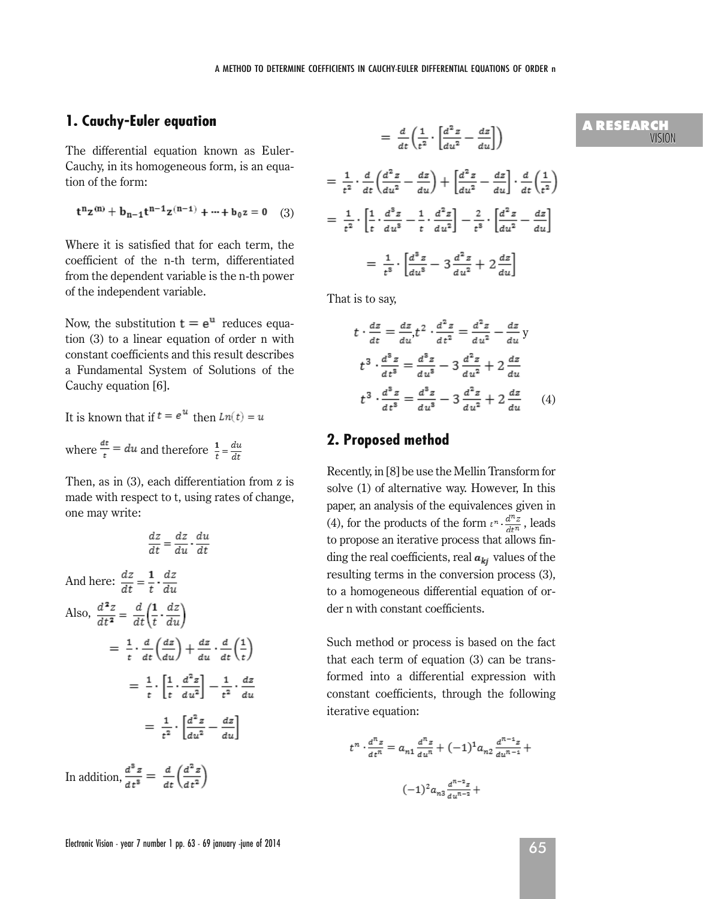## 1. Cauchy-Euler equation

The differential equation known as Euler-Cauchy, in its homogeneous form, is an equation of the form:

$$\mathbf{t^n z^{(n)} + b_{n-1} t^{n-1} z^{(n-1)} + \cdots + b_0 z = 0} \quad (3)$$

Where it is satisfied that for each term, the coefficient of the n-th term, differentiated from the dependent variable is the n-th power of the independent variable.

Now, the substitution $\mathbf{t = e^u}$ reduces equation (3) to a linear equation of order n with constant coefficients and this result describes a Fundamental System of Solutions of the Cauchy equation [6].

It is known that if $t = e^u$ then $Ln(t) = u$

where $\frac{dt}{t} = du$ and therefore $\frac{1}{t} = \frac{du}{dt}$

Then, as in (3), each differentiation from z is made with respect to t, using rates of change, one may write:

$$\frac{dz}{dt} = \frac{dz}{du} \cdot \frac{du}{dt}$$

And here: $\frac{dz}{dt} = \frac{1}{t} \cdot \frac{dz}{du}$

Also, $\frac{d^2z}{dt^2} = \frac{d}{dt}\left(\frac{1}{t} \cdot \frac{dz}{du}\right)$

$$= \frac{1}{t} \cdot \frac{d}{dt}\left(\frac{dz}{du}\right) + \frac{dz}{du} \cdot \frac{d}{dt}\left(\frac{1}{t}\right)$$

$$= \frac{1}{t} \cdot \left[\frac{1}{t} \cdot \frac{d^2z}{du^2}\right] - \frac{1}{t^2} \cdot \frac{dz}{du}$$

$$= \frac{1}{t^2} \cdot \left[\frac{d^2z}{du^2} - \frac{dz}{du}\right]$$

In addition, $\frac{d^3z}{dt^3} = \frac{d}{dt}\left(\frac{d^2z}{dt^2}\right)$

$$= \frac{d}{dt}\left(\frac{1}{t^2} \cdot \left[\frac{d^2z}{du^2} - \frac{dz}{du}\right]\right)$$

$$= \frac{1}{t^2} \cdot \frac{d}{dt}\left(\frac{d^2z}{du^2} - \frac{dz}{du}\right) + \left[\frac{d^2z}{du^2} - \frac{dz}{du}\right] \cdot \frac{d}{dt}\left(\frac{1}{t^2}\right)$$

$$= \frac{1}{t^2} \cdot \left[\frac{1}{t} \cdot \frac{d^3z}{du^3} - \frac{1}{t} \cdot \frac{d^2z}{du^2}\right] - \frac{2}{t^3} \cdot \left[\frac{d^2z}{du^2} - \frac{dz}{du}\right]$$

$$= \frac{1}{t^3} \cdot \left[\frac{d^3z}{du^3} - 3\frac{d^2z}{du^2} + 2\frac{dz}{du}\right]$$

That is to say,

$$t \cdot \frac{dz}{dt} = \frac{dz}{du}, t^2 \cdot \frac{d^2z}{dt^2} = \frac{d^2z}{du^2} - \frac{dz}{du} \text{ y}$$

$$t^3 \cdot \frac{d^3z}{dt^3} = \frac{d^3z}{du^3} - 3\frac{d^2z}{du^2} + 2\frac{dz}{du}$$

$$t^3 \cdot \frac{d^3z}{dt^3} = \frac{d^3z}{du^3} - 3\frac{d^2z}{du^2} + 2\frac{dz}{du} \quad (4)$$

## 2. Proposed method

Recently, in [8] be use the Mellin Transform for solve (1) of alternative way. However, In this paper, an analysis of the equivalences given in (4), for the products of the form $t^n \cdot \frac{d^n z}{dt^n}$, leads to propose an iterative process that allows finding the real coefficients, real $a_{kj}$ values of the resulting terms in the conversion process (3), to a homogeneous differential equation of order n with constant coefficients.

Such method or process is based on the fact that each term of equation (3) can be transformed into a differential expression with constant coefficients, through the following iterative equation:

$$t^n \cdot \frac{d^n z}{dt^n} = a_{n1}\frac{d^n z}{du^n} + (-1)^1 a_{n2}\frac{d^{n-1}z}{du^{n-1}} +$$

$$(-1)^2 a_{n3}\frac{d^{n-2}z}{du^{n-2}} +$$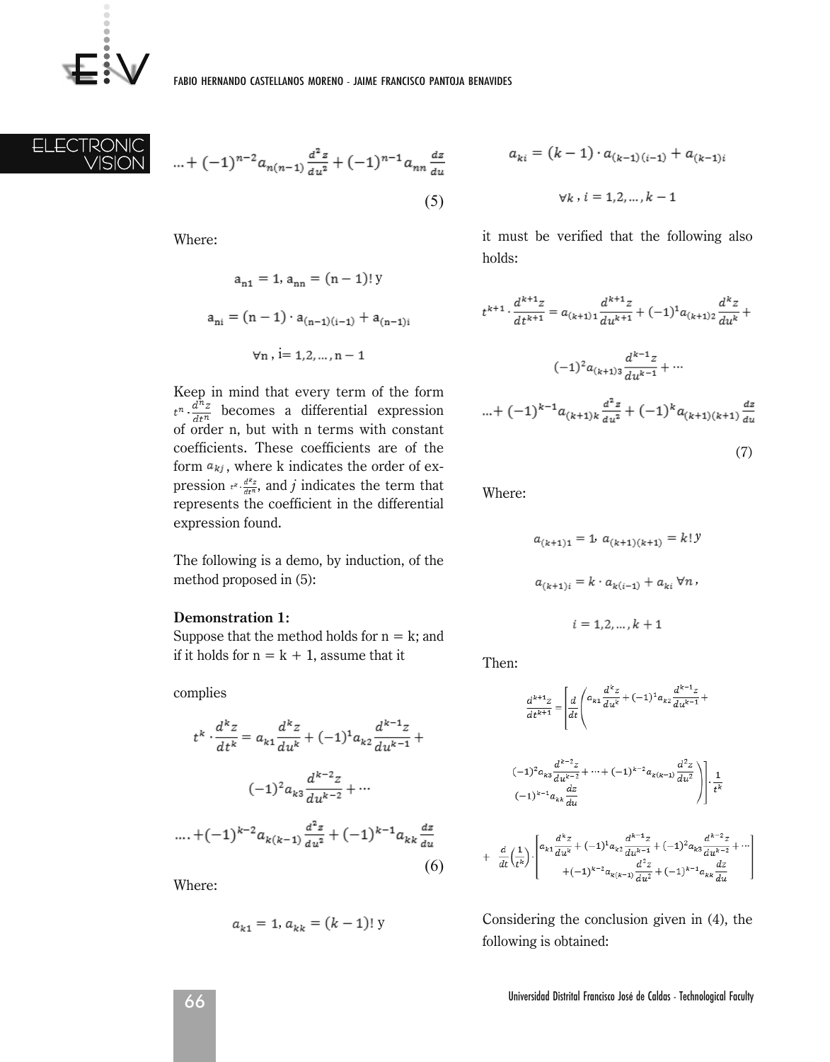$$\ldots + (-1)^{n-2} a_{n(n-1)} \frac{d^2 z}{du^2} + (-1)^{n-1} a_{nn} \frac{dz}{du} \tag{5}$$

Where:

$$a_{n1} = 1,\ a_{nn} = (n-1)!\ \text{y}$$

$$a_{ni} = (n-1) \cdot a_{(n-1)(i-1)} + a_{(n-1)i}$$

$$\forall n,\ i = 1, 2, \ldots, n-1$$

Keep in mind that every term of the form $t^n \cdot \frac{d^n z}{dt^n}$ becomes a differential expression of order n, but with n terms with constant coefficients. These coefficients are of the form $a_{kj}$, where k indicates the order of expression $t^k \cdot \frac{d^k z}{dt^n}$, and $j$ indicates the term that represents the coefficient in the differential expression found.

The following is a demo, by induction, of the method proposed in (5):

**Demonstration 1:**
Suppose that the method holds for n = k; and if it holds for n = k + 1, assume that it

complies

$$t^k \cdot \frac{d^k z}{dt^k} = a_{k1} \frac{d^k z}{du^k} + (-1)^1 a_{k2} \frac{d^{k-1} z}{du^{k-1}} + (-1)^2 a_{k3} \frac{d^{k-2} z}{du^{k-2}} + \cdots$$

$$\ldots + (-1)^{k-2} a_{k(k-1)} \frac{d^2 z}{du^2} + (-1)^{k-1} a_{kk} \frac{dz}{du} \tag{6}$$

Where:

$$a_{k1} = 1,\ a_{kk} = (k-1)!\ \text{y}$$

$$a_{ki} = (k-1) \cdot a_{(k-1)(i-1)} + a_{(k-1)i}$$

$$\forall k,\ i = 1, 2, \ldots, k-1$$

it must be verified that the following also holds:

$$t^{k+1} \cdot \frac{d^{k+1} z}{dt^{k+1}} = a_{(k+1)1} \frac{d^{k+1} z}{du^{k+1}} + (-1)^1 a_{(k+1)2} \frac{d^k z}{du^k} + (-1)^2 a_{(k+1)3} \frac{d^{k-1} z}{du^{k-1}} + \cdots$$

$$\ldots + (-1)^{k-1} a_{(k+1)k} \frac{d^2 z}{du^2} + (-1)^k a_{(k+1)(k+1)} \frac{dz}{du} \tag{7}$$

Where:

$$a_{(k+1)1} = 1,\ a_{(k+1)(k+1)} = k!\ y$$

$$a_{(k+1)i} = k \cdot a_{k(i-1)} + a_{ki}\ \forall n,$$

$$i = 1, 2, \ldots, k+1$$

Then:

$$\frac{d^{k+1} z}{dt^{k+1}} = \left[ \frac{d}{dt} \left( a_{k1} \frac{d^k z}{du^k} + (-1)^1 a_{k2} \frac{d^{k-1} z}{du^{k-1}} + (-1)^2 a_{k3} \frac{d^{k-2} z}{du^{k-2}} + \cdots + (-1)^{k-2} a_{k(k-1)} \frac{d^2 z}{du^2} + (-1)^{k-1} a_{kk} \frac{dz}{du} \right) \right] \cdot \frac{1}{t^k}$$

$$+ \frac{d}{dt}\left(\frac{1}{t^k}\right) \cdot \left[ a_{k1} \frac{d^k z}{du^k} + (-1)^1 a_{k2} \frac{d^{k-1} z}{du^{k-1}} + (-1)^2 a_{k3} \frac{d^{k-2} z}{du^{k-2}} + \cdots + (-1)^{k-2} a_{k(k-1)} \frac{d^2 z}{du^2} + (-1)^{k-1} a_{kk} \frac{dz}{du} \right]$$

Considering the conclusion given in (4), the following is obtained: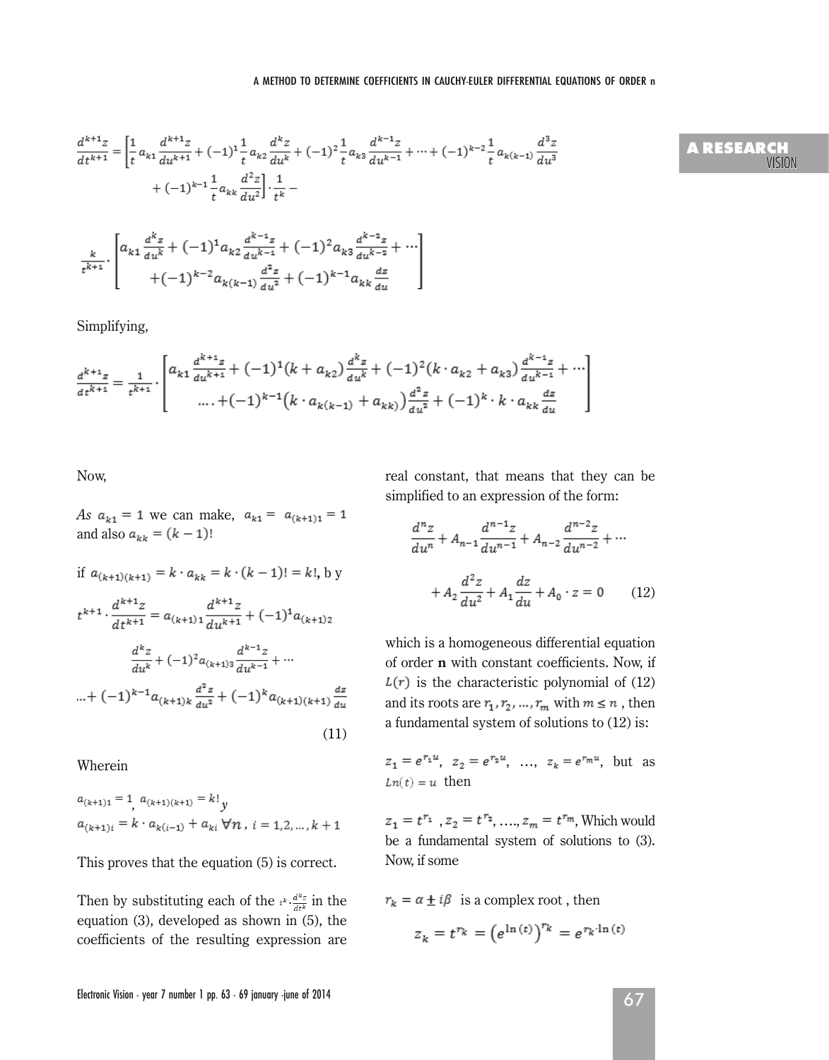$$\frac{d^{k+1}z}{dt^{k+1}} = \left[\frac{1}{t} a_{k1} \frac{d^{k+1}z}{du^{k+1}} + (-1)^1 \frac{1}{t} a_{k2} \frac{d^k z}{du^k} + (-1)^2 \frac{1}{t} a_{k3} \frac{d^{k-1}z}{du^{k-1}} + \cdots + (-1)^{k-2} \frac{1}{t} a_{k(k-1)} \frac{d^3 z}{du^3} + (-1)^{k-1} \frac{1}{t} a_{kk} \frac{d^2 z}{du^2}\right] \cdot \frac{1}{t^k} -$$

$$\frac{k}{t^{k+1}} \cdot \left[\begin{array}{c} a_{k1} \frac{d^k z}{du^k} + (-1)^1 a_{k2} \frac{d^{k-1}z}{du^{k-1}} + (-1)^2 a_{k3} \frac{d^{k-2}z}{du^{k-2}} + \cdots \\ +(-1)^{k-2} a_{k(k-1)} \frac{d^2 z}{du^2} + (-1)^{k-1} a_{kk} \frac{dz}{du} \end{array}\right]$$

Simplifying,

$$\frac{d^{k+1}z}{dt^{k+1}} = \frac{1}{t^{k+1}} \cdot \left[\begin{array}{c} a_{k1} \frac{d^{k+1}z}{du^{k+1}} + (-1)^1 (k + a_{k2}) \frac{d^k z}{du^k} + (-1)^2 (k \cdot a_{k2} + a_{k3}) \frac{d^{k-1}z}{du^{k-1}} + \cdots \\ \ldots + (-1)^{k-1} \left(k \cdot a_{k(k-1)} + a_{kk}\right) \frac{d^2 z}{du^2} + (-1)^k \cdot k \cdot a_{kk} \frac{dz}{du} \end{array}\right]$$

Now,

*As* $a_{k1} = 1$ we can make, $a_{k1} = a_{(k+1)1} = 1$ and also $a_{kk} = (k-1)!$

if $a_{(k+1)(k+1)} = k \cdot a_{kk} = k \cdot (k-1)! = k!$, b y

$$t^{k+1} \cdot \frac{d^{k+1}z}{dt^{k+1}} = a_{(k+1)1} \frac{d^{k+1}z}{du^{k+1}} + (-1)^1 a_{(k+1)2} \frac{d^k z}{du^k} + (-1)^2 a_{(k+1)3} \frac{d^{k-1}z}{du^{k-1}} + \cdots + (-1)^{k-1} a_{(k+1)k} \frac{d^2 z}{du^2} + (-1)^k a_{(k+1)(k+1)} \frac{dz}{du} \tag{11}$$

Wherein

$a_{(k+1)1} = 1$, $a_{(k+1)(k+1)} = k!$ y
$a_{(k+1)i} = k \cdot a_{k(i-1)} + a_{ki} \; \forall n$, $i = 1, 2, \ldots, k+1$

This proves that the equation (5) is correct.

Then by substituting each of the $t^k \cdot \frac{d^k z}{dt^k}$ in the equation (3), developed as shown in (5), the coefficients of the resulting expression are real constant, that means that they can be simplified to an expression of the form:

$$\frac{d^n z}{du^n} + A_{n-1} \frac{d^{n-1}z}{du^{n-1}} + A_{n-2} \frac{d^{n-2}z}{du^{n-2}} + \cdots + A_2 \frac{d^2 z}{du^2} + A_1 \frac{dz}{du} + A_0 \cdot z = 0 \tag{12}$$

which is a homogeneous differential equation of order **n** with constant coefficients. Now, if $L(r)$ is the characteristic polynomial of (12) and its roots are $r_1, r_2, \ldots, r_m$ with $m \le n$, then a fundamental system of solutions to (12) is:

$z_1 = e^{r_1 u}$, $z_2 = e^{r_2 u}$, …, $z_k = e^{r_m u}$, but as $Ln(t) = u$ then

$z_1 = t^{r_1}$, $z_2 = t^{r_2}$, …., $z_m = t^{r_m}$, Which would be a fundamental system of solutions to (3). Now, if some

$r_k = \alpha \pm i\beta$ is a complex root , then

$$z_k = t^{r_k} = \left(e^{\ln(t)}\right)^{r_k} = e^{r_k \cdot \ln(t)}$$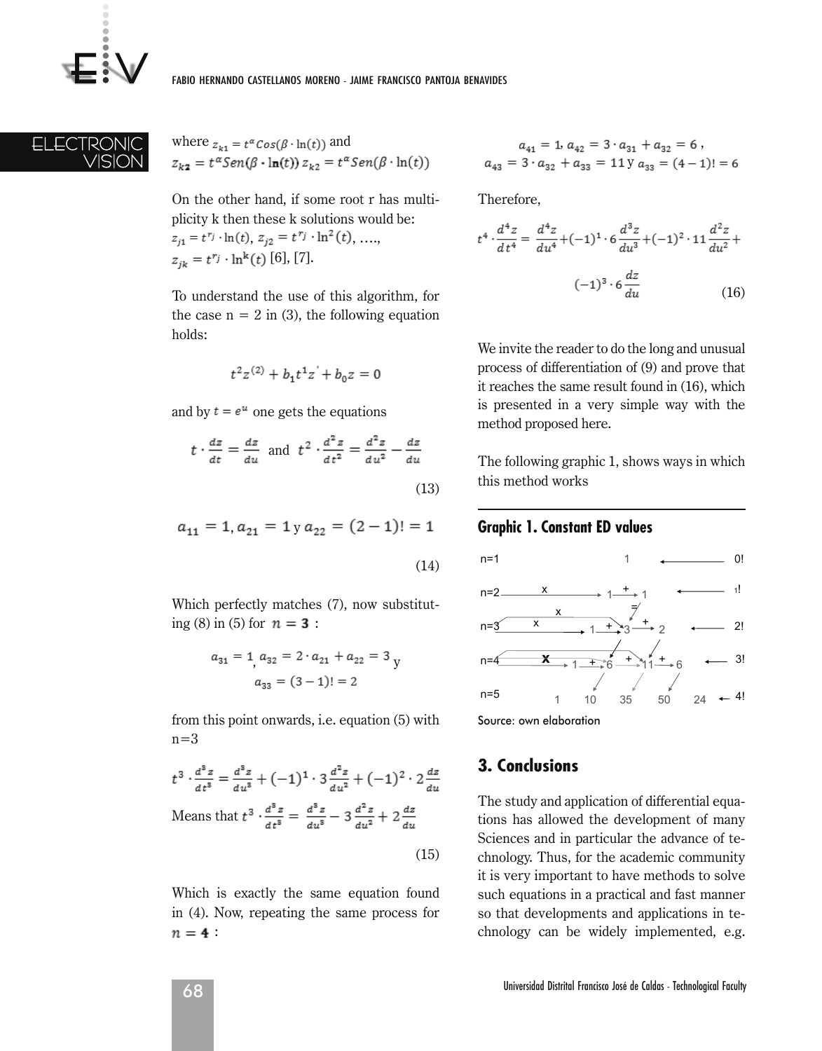where $z_{k1} = t^{\alpha} Cos(\beta \cdot \ln(t))$ and $z_{k2} = t^{\alpha} Sen(\beta \cdot \ln(t))$ $z_{k2} = t^{\alpha} Sen(\beta \cdot \ln(t))$

On the other hand, if some root r has multiplicity k then these k solutions would be: $z_{j1} = t^{r_j} \cdot \ln(t)$, $z_{j2} = t^{r_j} \cdot \ln^2(t)$, …., $z_{jk} = t^{r_j} \cdot \ln^k(t)$ [6], [7].

To understand the use of this algorithm, for the case n = 2 in (3), the following equation holds:

$$t^2 z^{(2)} + b_1 t^1 z' + b_0 z = 0$$

and by $t = e^u$ one gets the equations

$$t \cdot \frac{dz}{dt} = \frac{dz}{du} \text{ and } t^2 \cdot \frac{d^2 z}{dt^2} = \frac{d^2 z}{du^2} - \frac{dz}{du} \tag{13}$$

$$a_{11} = 1, a_{21} = 1 \text{ y } a_{22} = (2-1)! = 1 \tag{14}$$

Which perfectly matches (7), now substituting (8) in (5) for $n = 3$ :

$$a_{31} = 1, a_{32} = 2 \cdot a_{21} + a_{22} = 3 \text{ y } a_{33} = (3-1)! = 2$$

from this point onwards, i.e. equation (5) with n=3

$$t^3 \cdot \frac{d^3 z}{dt^3} = \frac{d^3 z}{du^3} + (-1)^1 \cdot 3 \frac{d^2 z}{du^2} + (-1)^2 \cdot 2 \frac{dz}{du}$$

Means that $t^3 \cdot \frac{d^3 z}{dt^3} = \frac{d^3 z}{du^3} - 3 \frac{d^2 z}{du^2} + 2 \frac{dz}{du}$

$$\tag{15}$$

Which is exactly the same equation found in (4). Now, repeating the same process for $n = 4$ :

$$a_{41} = 1, a_{42} = 3 \cdot a_{31} + a_{32} = 6, \quad a_{43} = 3 \cdot a_{32} + a_{33} = 11 \text{ y } a_{33} = (4-1)! = 6$$

Therefore,

$$t^4 \cdot \frac{d^4 z}{dt^4} = \frac{d^4 z}{du^4} + (-1)^1 \cdot 6 \frac{d^3 z}{du^3} + (-1)^2 \cdot 11 \frac{d^2 z}{du^2} + (-1)^3 \cdot 6 \frac{dz}{du} \tag{16}$$

We invite the reader to do the long and unusual process of differentiation of (9) and prove that it reaches the same result found in (16), which is presented in a very simple way with the method proposed here.

The following graphic 1, shows ways in which this method works

**Graphic 1. Constant ED values**

| | | | | | | |
|---|---|---|---|---|---|---|
| n=1 | | 1 | | | | 0! |
| n=2 | | 1 | 1 | | | 1! |
| n=3 | | 1 | 3 | 2 | | 2! |
| n=4 | | 1 | 6 | 11 | 6 | 3! |
| n=5 | 1 | 10 | 35 | 50 | 24 | 4! |

Source: own elaboration

## 3. Conclusions

The study and application of differential equations has allowed the development of many Sciences and in particular the advance of technology. Thus, for the academic community it is very important to have methods to solve such equations in a practical and fast manner so that developments and applications in technology can be widely implemented, e.g.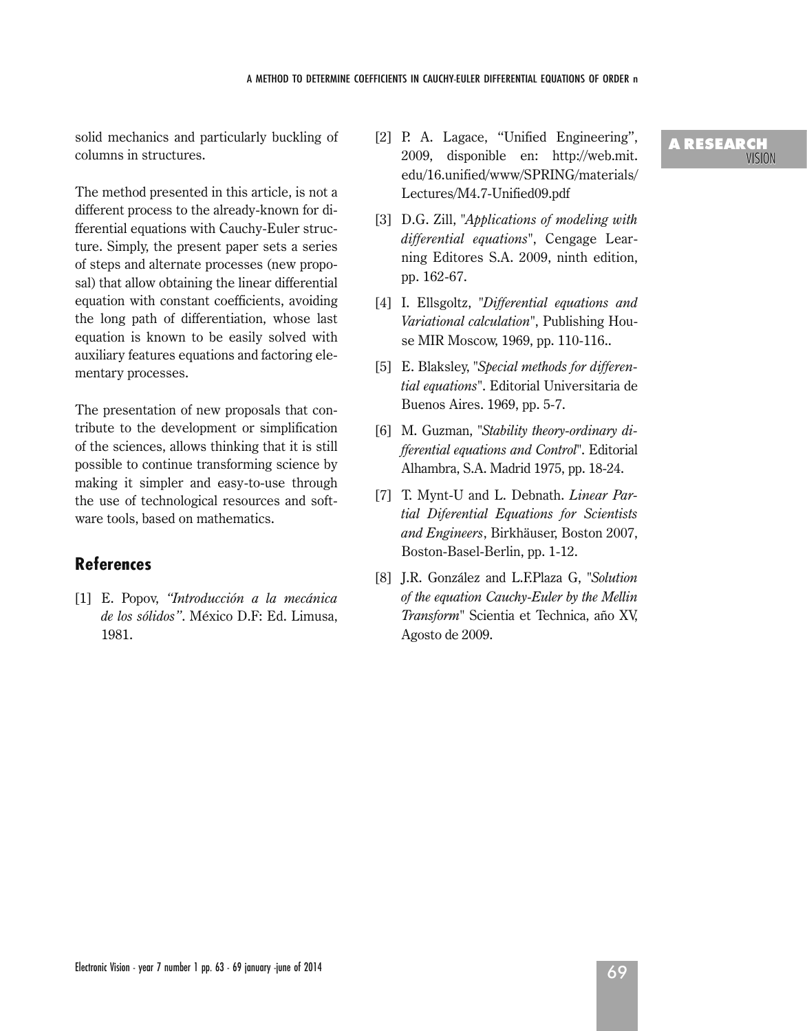solid mechanics and particularly buckling of columns in structures.

The method presented in this article, is not a different process to the already-known for differential equations with Cauchy-Euler structure. Simply, the present paper sets a series of steps and alternate processes (new proposal) that allow obtaining the linear differential equation with constant coefficients, avoiding the long path of differentiation, whose last equation is known to be easily solved with auxiliary features equations and factoring elementary processes.

The presentation of new proposals that contribute to the development or simplification of the sciences, allows thinking that it is still possible to continue transforming science by making it simpler and easy-to-use through the use of technological resources and software tools, based on mathematics.

## References

[1] E. Popov, *"Introducción a la mecánica de los sólidos"*. México D.F: Ed. Limusa, 1981.

[2] P. A. Lagace, "Unified Engineering", 2009, disponible en: http://web.mit.edu/16.unified/www/SPRING/materials/Lectures/M4.7-Unified09.pdf

[3] D.G. Zill, "*Applications of modeling with differential equations*", Cengage Learning Editores S.A. 2009, ninth edition, pp. 162-67.

[4] I. Ellsgoltz, "*Differential equations and Variational calculation*", Publishing House MIR Moscow, 1969, pp. 110-116..

[5] E. Blaksley, "*Special methods for differential equations*". Editorial Universitaria de Buenos Aires. 1969, pp. 5-7.

[6] M. Guzman, "*Stability theory-ordinary differential equations and Control*". Editorial Alhambra, S.A. Madrid 1975, pp. 18-24.

[7] T. Mynt-U and L. Debnath. *Linear Partial Diferential Equations for Scientists and Engineers*, Birkhäuser, Boston 2007, Boston-Basel-Berlin, pp. 1-12.

[8] J.R. González and L.F.Plaza G, "*Solution of the equation Cauchy-Euler by the Mellin Transform*" Scientia et Technica, año XV, Agosto de 2009.